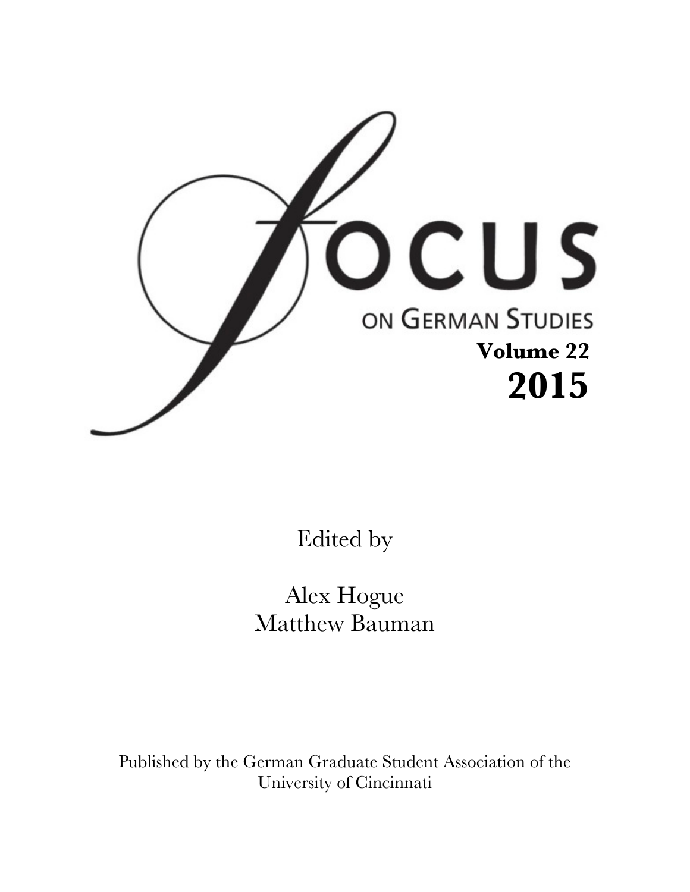# Focus on German Studies

**Volume 22**

**2015**

Edited by

Alex Hogue
Matthew Bauman

Published by the German Graduate Student Association of the University of Cincinnati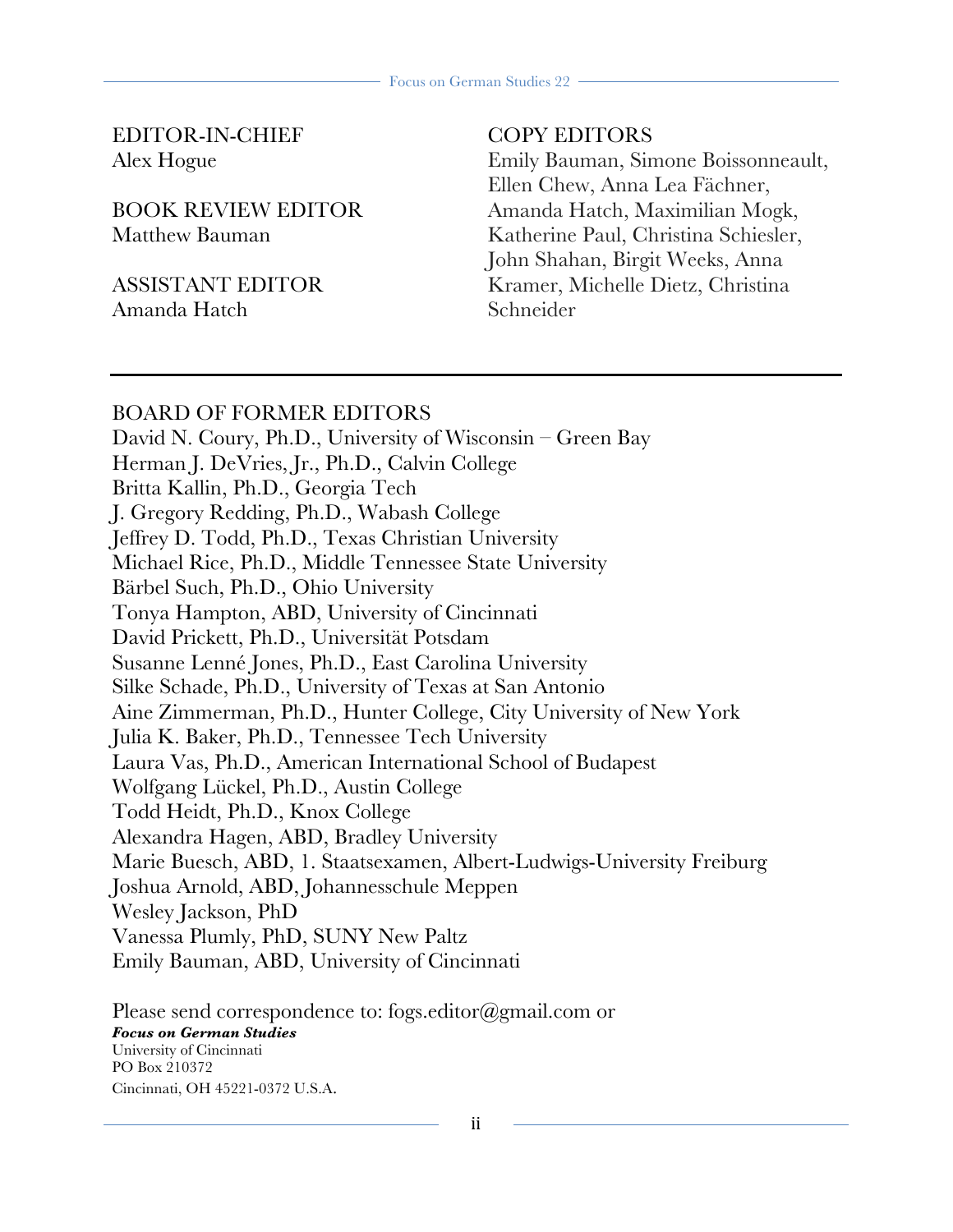EDITOR-IN-CHIEF
Alex Hogue

BOOK REVIEW EDITOR
Matthew Bauman

ASSISTANT EDITOR
Amanda Hatch

COPY EDITORS
Emily Bauman, Simone Boissonneault, Ellen Chew, Anna Lea Fächner, Amanda Hatch, Maximilian Mogk, Katherine Paul, Christina Schiesler, John Shahan, Birgit Weeks, Anna Kramer, Michelle Dietz, Christina Schneider

---

BOARD OF FORMER EDITORS
David N. Coury, Ph.D., University of Wisconsin – Green Bay
Herman J. DeVries, Jr., Ph.D., Calvin College
Britta Kallin, Ph.D., Georgia Tech
J. Gregory Redding, Ph.D., Wabash College
Jeffrey D. Todd, Ph.D., Texas Christian University
Michael Rice, Ph.D., Middle Tennessee State University
Bärbel Such, Ph.D., Ohio University
Tonya Hampton, ABD, University of Cincinnati
David Prickett, Ph.D., Universität Potsdam
Susanne Lenné Jones, Ph.D., East Carolina University
Silke Schade, Ph.D., University of Texas at San Antonio
Aine Zimmerman, Ph.D., Hunter College, City University of New York
Julia K. Baker, Ph.D., Tennessee Tech University
Laura Vas, Ph.D., American International School of Budapest
Wolfgang Lückel, Ph.D., Austin College
Todd Heidt, Ph.D., Knox College
Alexandra Hagen, ABD, Bradley University
Marie Buesch, ABD, 1. Staatsexamen, Albert-Ludwigs-University Freiburg
Joshua Arnold, ABD, Johannesschule Meppen
Wesley Jackson, PhD
Vanessa Plumly, PhD, SUNY New Paltz
Emily Bauman, ABD, University of Cincinnati

Please send correspondence to: fogs.editor@gmail.com or
***Focus on German Studies***
University of Cincinnati
PO Box 210372
Cincinnati, OH 45221-0372 U.S.A.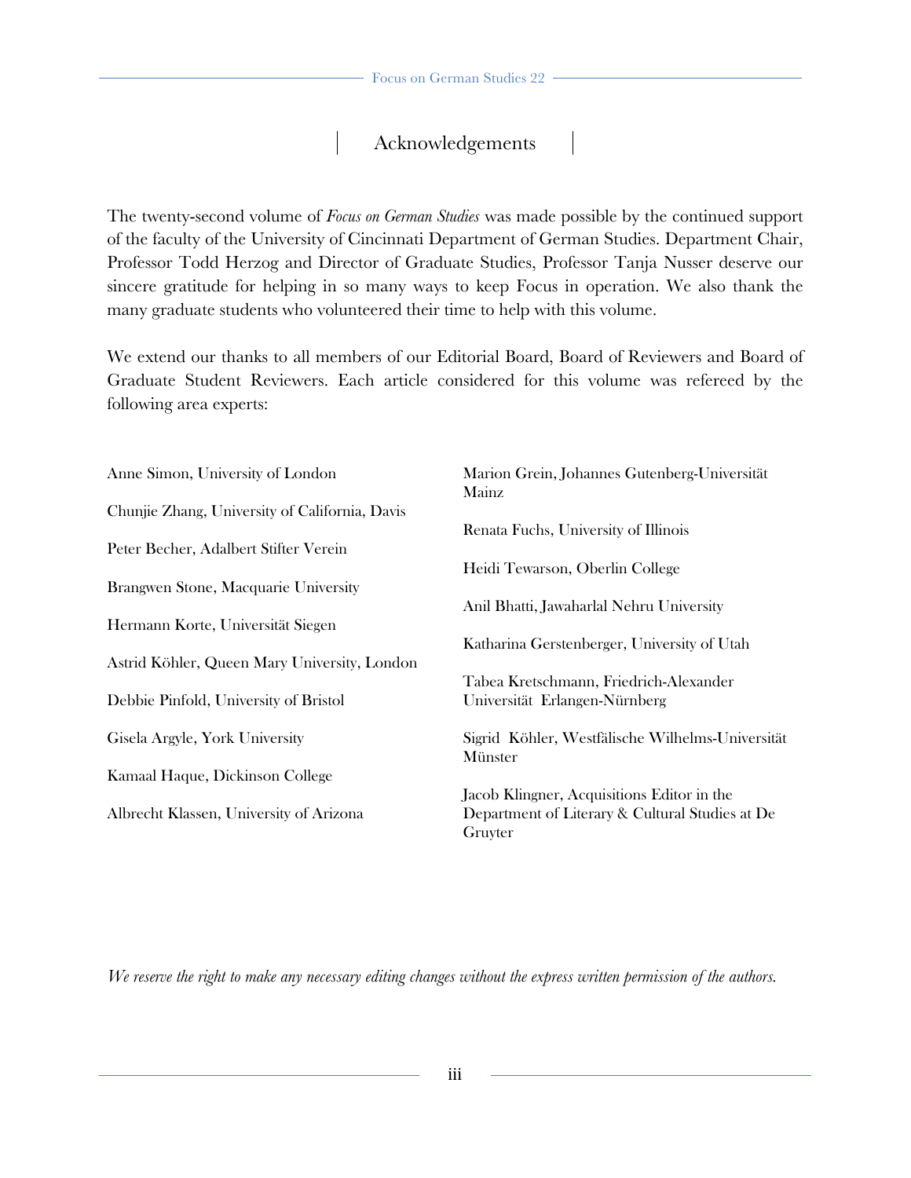# Acknowledgements

The twenty-second volume of *Focus on German Studies* was made possible by the continued support of the faculty of the University of Cincinnati Department of German Studies. Department Chair, Professor Todd Herzog and Director of Graduate Studies, Professor Tanja Nusser deserve our sincere gratitude for helping in so many ways to keep Focus in operation. We also thank the many graduate students who volunteered their time to help with this volume.

We extend our thanks to all members of our Editorial Board, Board of Reviewers and Board of Graduate Student Reviewers. Each article considered for this volume was refereed by the following area experts:

Anne Simon, University of London

Chunjie Zhang, University of California, Davis

Peter Becher, Adalbert Stifter Verein

Brangwen Stone, Macquarie University

Hermann Korte, Universität Siegen

Astrid Köhler, Queen Mary University, London

Debbie Pinfold, University of Bristol

Gisela Argyle, York University

Kamaal Haque, Dickinson College

Albrecht Klassen, University of Arizona

Marion Grein, Johannes Gutenberg-Universität Mainz

Renata Fuchs, University of Illinois

Heidi Tewarson, Oberlin College

Anil Bhatti, Jawaharlal Nehru University

Katharina Gerstenberger, University of Utah

Tabea Kretschmann, Friedrich-Alexander Universität Erlangen-Nürnberg

Sigrid Köhler, Westfälische Wilhelms-Universität Münster

Jacob Klingner, Acquisitions Editor in the Department of Literary & Cultural Studies at De Gruyter

*We reserve the right to make any necessary editing changes without the express written permission of the authors.*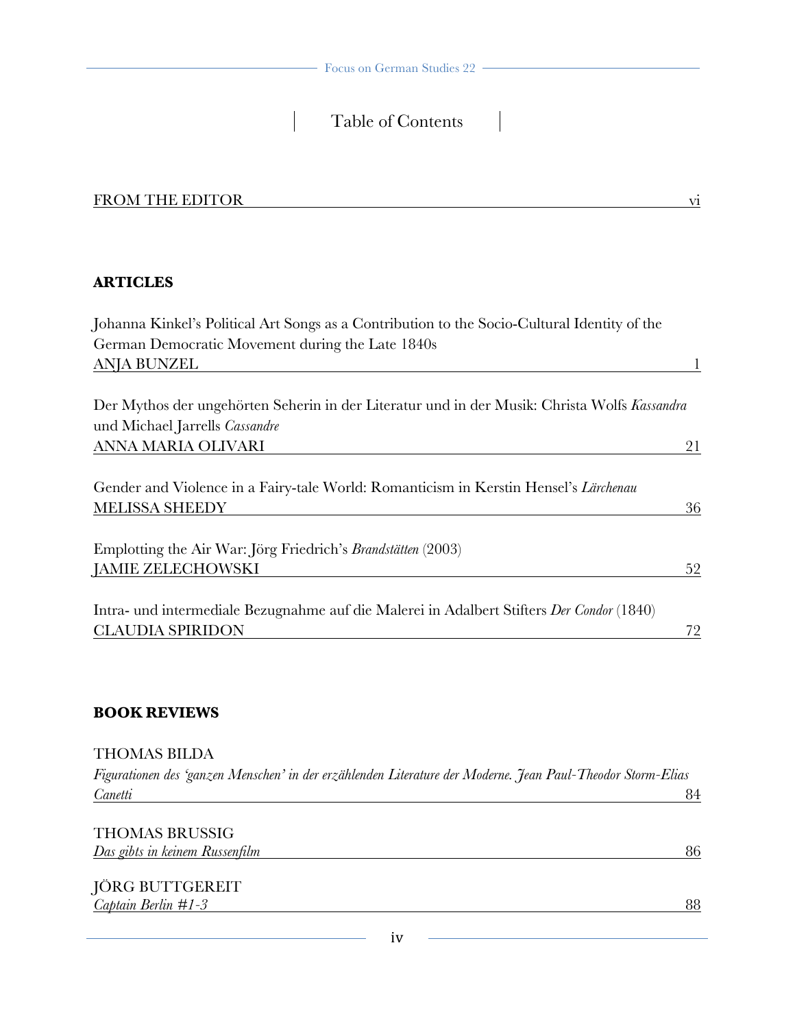# Table of Contents

FROM THE EDITOR vi

## ARTICLES

Johanna Kinkel's Political Art Songs as a Contribution to the Socio-Cultural Identity of the German Democratic Movement during the Late 1840s
ANJA BUNZEL 1

Der Mythos der ungehörten Seherin in der Literatur und in der Musik: Christa Wolfs *Kassandra* und Michael Jarrells *Cassandre*
ANNA MARIA OLIVARI 21

Gender and Violence in a Fairy-tale World: Romanticism in Kerstin Hensel's *Lärchenau*
MELISSA SHEEDY 36

Emplotting the Air War: Jörg Friedrich's *Brandstätten* (2003)
JAMIE ZELECHOWSKI 52

Intra- und intermediale Bezugnahme auf die Malerei in Adalbert Stifters *Der Condor* (1840)
CLAUDIA SPIRIDON 72

## BOOK REVIEWS

THOMAS BILDA
*Figurationen des 'ganzen Menschen' in der erzählenden Literature der Moderne. Jean Paul-Theodor Storm-Elias Canetti* 84

THOMAS BRUSSIG
*Das gibts in keinem Russenfilm* 86

JÖRG BUTTGEREIT
*Captain Berlin #1-3* 88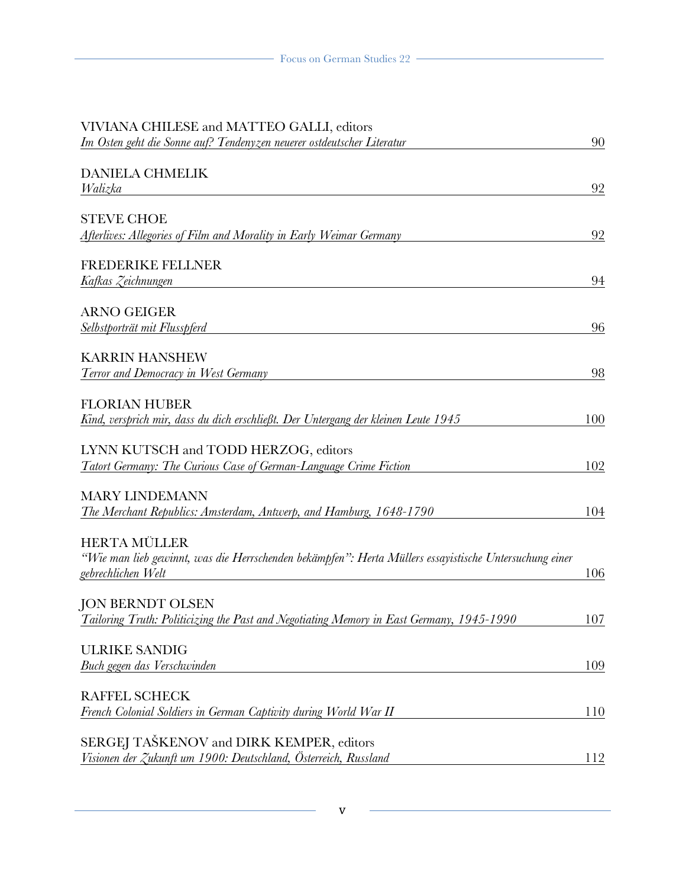VIVIANA CHILESE and MATTEO GALLI, editors
*Im Osten geht die Sonne auf? Tendenyzen neuerer ostdeutscher Literatur* 90

DANIELA CHMELIK
*Walizka* 92

STEVE CHOE
*Afterlives: Allegories of Film and Morality in Early Weimar Germany* 92

FREDERIKE FELLNER
*Kafkas Zeichnungen* 94

ARNO GEIGER
*Selbstporträt mit Flusspferd* 96

KARRIN HANSHEW
*Terror and Democracy in West Germany* 98

FLORIAN HUBER
*Kind, versprich mir, dass du dich erschließt. Der Untergang der kleinen Leute 1945* 100

LYNN KUTSCH and TODD HERZOG, editors
*Tatort Germany: The Curious Case of German-Language Crime Fiction* 102

MARY LINDEMANN
*The Merchant Republics: Amsterdam, Antwerp, and Hamburg, 1648-1790* 104

HERTA MÜLLER
*"Wie man lieb gewinnt, was die Herrschenden bekämpfen": Herta Müllers essayistische Untersuchung einer gebrechlichen Welt* 106

JON BERNDT OLSEN
*Tailoring Truth: Politicizing the Past and Negotiating Memory in East Germany, 1945-1990* 107

ULRIKE SANDIG
*Buch gegen das Verschwinden* 109

RAFFEL SCHECK
*French Colonial Soldiers in German Captivity during World War II* 110

SERGEJ TAŠKENOV and DIRK KEMPER, editors
*Visionen der Zukunft um 1900: Deutschland, Österreich, Russland* 112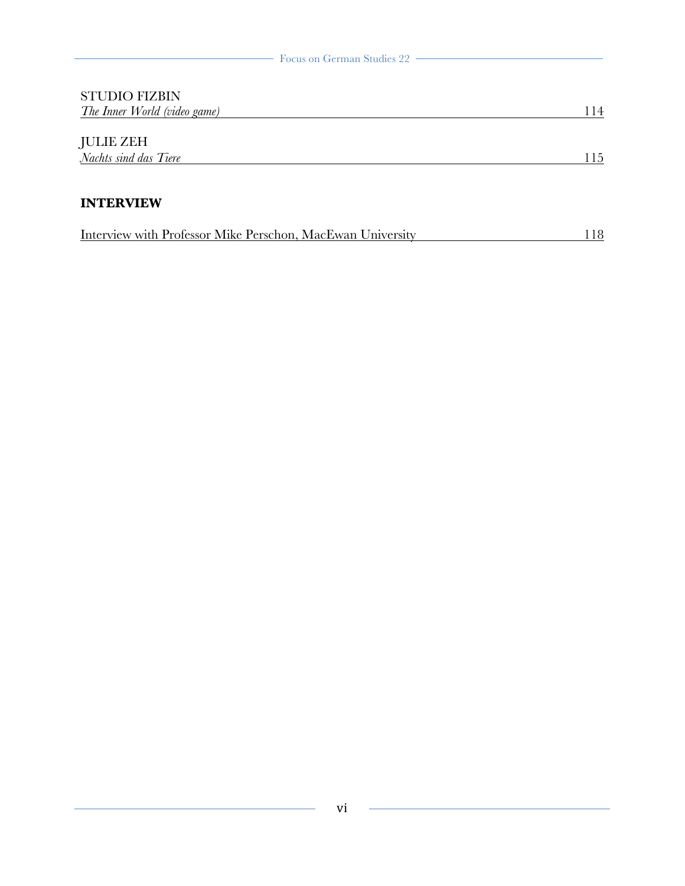STUDIO FIZBIN
*The Inner World (video game)* 114

JULIE ZEH
*Nachts sind das Tiere* 115

## INTERVIEW

Interview with Professor Mike Perschon, MacEwan University 118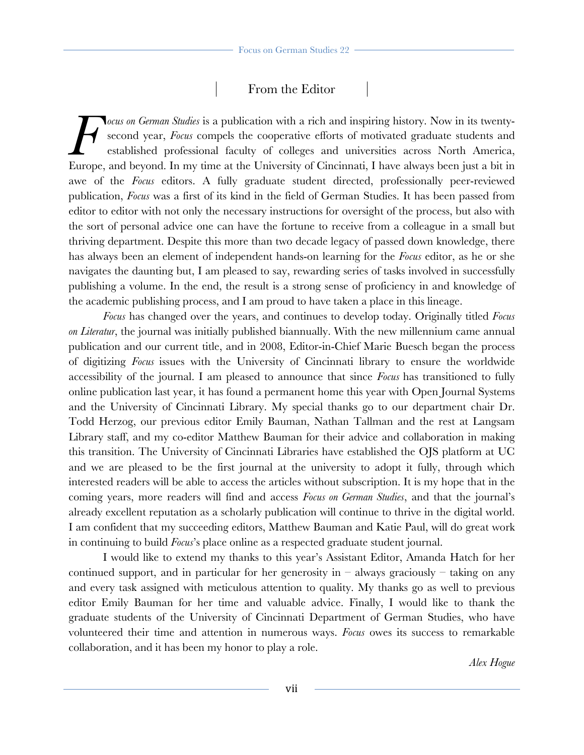## From the Editor

*Focus on German Studies* is a publication with a rich and inspiring history. Now in its twenty-second year, *Focus* compels the cooperative efforts of motivated graduate students and established professional faculty of colleges and universities across North America, Europe, and beyond. In my time at the University of Cincinnati, I have always been just a bit in awe of the *Focus* editors. A fully graduate student directed, professionally peer-reviewed publication, *Focus* was a first of its kind in the field of German Studies. It has been passed from editor to editor with not only the necessary instructions for oversight of the process, but also with the sort of personal advice one can have the fortune to receive from a colleague in a small but thriving department. Despite this more than two decade legacy of passed down knowledge, there has always been an element of independent hands-on learning for the *Focus* editor, as he or she navigates the daunting but, I am pleased to say, rewarding series of tasks involved in successfully publishing a volume. In the end, the result is a strong sense of proficiency in and knowledge of the academic publishing process, and I am proud to have taken a place in this lineage.

*Focus* has changed over the years, and continues to develop today. Originally titled *Focus on Literatur*, the journal was initially published biannually. With the new millennium came annual publication and our current title, and in 2008, Editor-in-Chief Marie Buesch began the process of digitizing *Focus* issues with the University of Cincinnati library to ensure the worldwide accessibility of the journal. I am pleased to announce that since *Focus* has transitioned to fully online publication last year, it has found a permanent home this year with Open Journal Systems and the University of Cincinnati Library. My special thanks go to our department chair Dr. Todd Herzog, our previous editor Emily Bauman, Nathan Tallman and the rest at Langsam Library staff, and my co-editor Matthew Bauman for their advice and collaboration in making this transition. The University of Cincinnati Libraries have established the OJS platform at UC and we are pleased to be the first journal at the university to adopt it fully, through which interested readers will be able to access the articles without subscription. It is my hope that in the coming years, more readers will find and access *Focus on German Studies*, and that the journal's already excellent reputation as a scholarly publication will continue to thrive in the digital world. I am confident that my succeeding editors, Matthew Bauman and Katie Paul, will do great work in continuing to build *Focus*'s place online as a respected graduate student journal.

I would like to extend my thanks to this year's Assistant Editor, Amanda Hatch for her continued support, and in particular for her generosity in – always graciously – taking on any and every task assigned with meticulous attention to quality. My thanks go as well to previous editor Emily Bauman for her time and valuable advice. Finally, I would like to thank the graduate students of the University of Cincinnati Department of German Studies, who have volunteered their time and attention in numerous ways. *Focus* owes its success to remarkable collaboration, and it has been my honor to play a role.

*Alex Hogue*